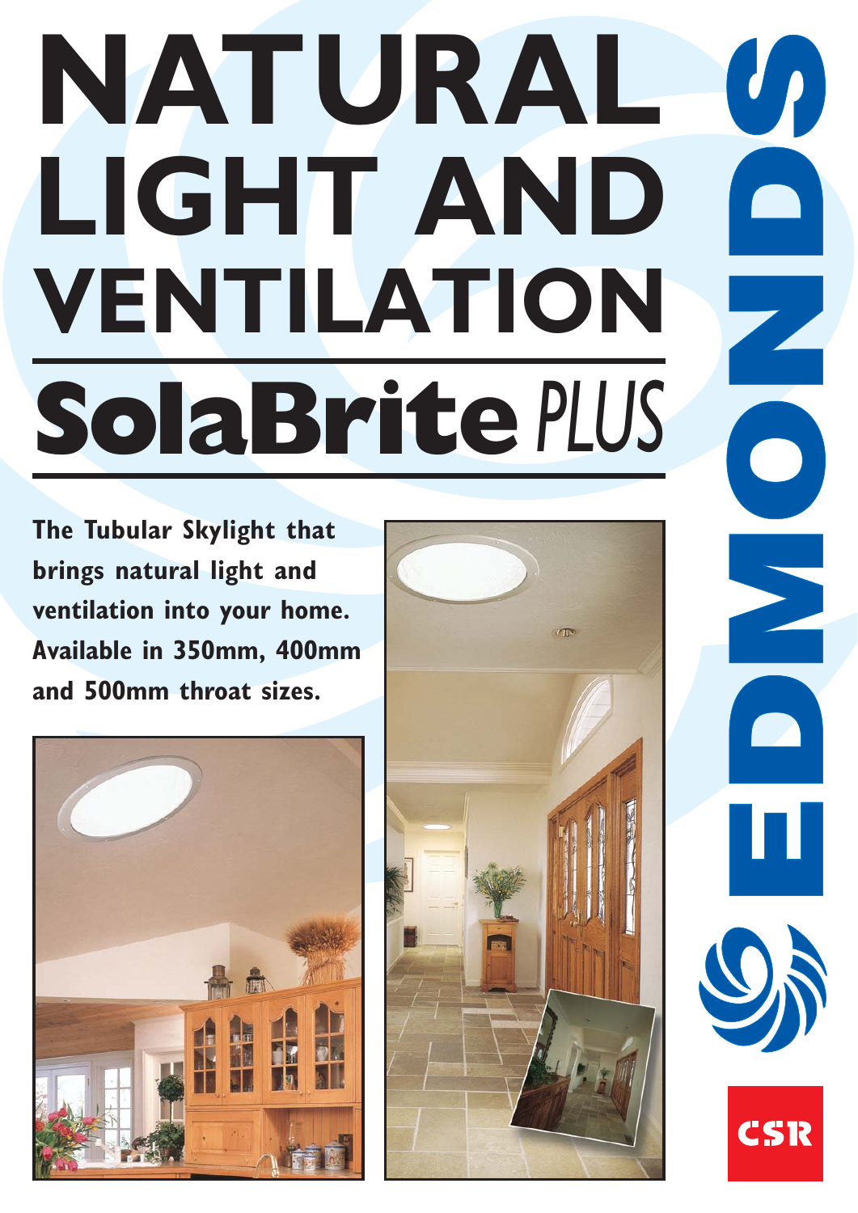# NATURAL LIGHT AND VENTILATION

## SolaBrite *PLUS*

**The Tubular Skylight that brings natural light and ventilation into your home. Available in 350mm, 400mm and 500mm throat sizes.**

EDMONDS

CSR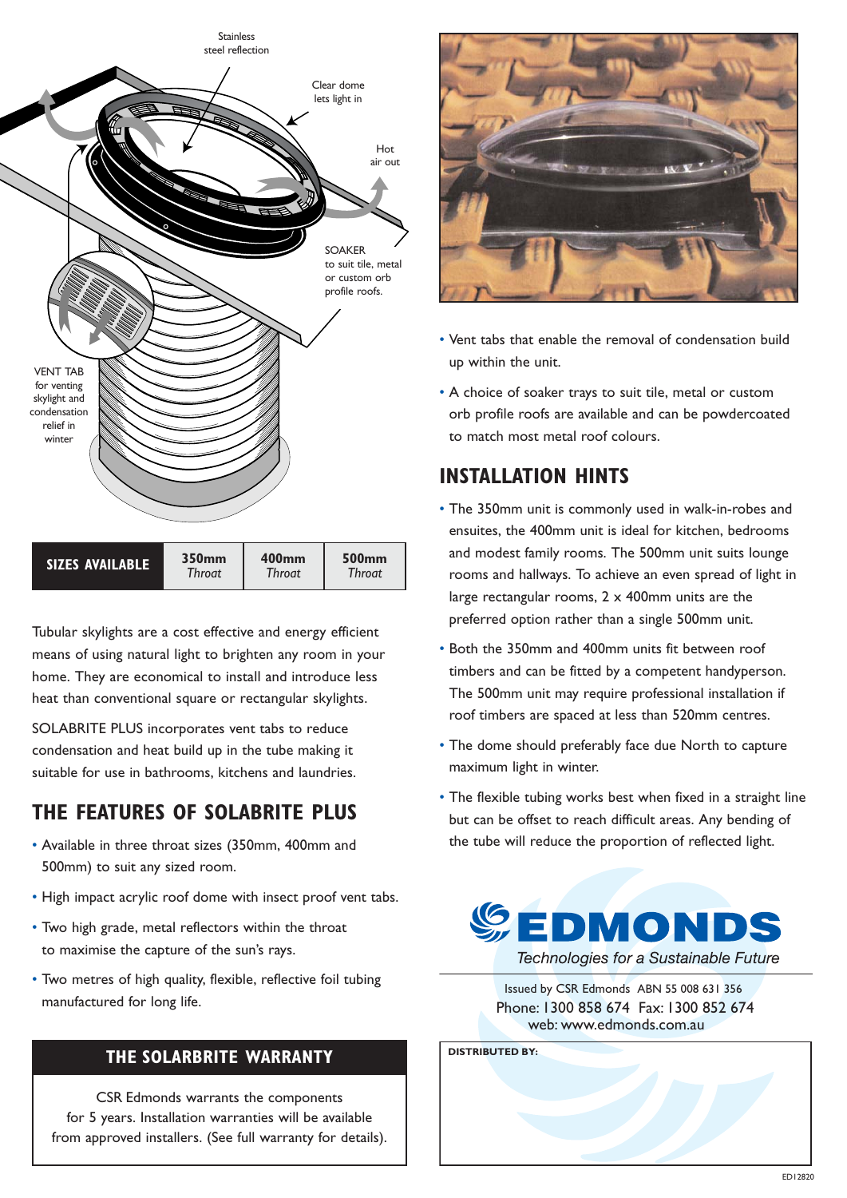Stainless steel reflection

Clear dome lets light in

Hot air out

SOAKER to suit tile, metal or custom orb profile roofs.

VENT TAB for venting skylight and condensation relief in winter

| SIZES AVAILABLE | 350mm *Throat* | 400mm *Throat* | 500mm *Throat* |
|---|---|---|---|

Tubular skylights are a cost effective and energy efficient means of using natural light to brighten any room in your home. They are economical to install and introduce less heat than conventional square or rectangular skylights.

SOLABRITE PLUS incorporates vent tabs to reduce condensation and heat build up in the tube making it suitable for use in bathrooms, kitchens and laundries.

## THE FEATURES OF SOLABRITE PLUS

- Available in three throat sizes (350mm, 400mm and 500mm) to suit any sized room.
- High impact acrylic roof dome with insect proof vent tabs.
- Two high grade, metal reflectors within the throat to maximise the capture of the sun's rays.
- Two metres of high quality, flexible, reflective foil tubing manufactured for long life.

### THE SOLARBRITE WARRANTY

CSR Edmonds warrants the components for 5 years. Installation warranties will be available from approved installers. (See full warranty for details).

- Vent tabs that enable the removal of condensation build up within the unit.
- A choice of soaker trays to suit tile, metal or custom orb profile roofs are available and can be powdercoated to match most metal roof colours.

## INSTALLATION HINTS

- The 350mm unit is commonly used in walk-in-robes and ensuites, the 400mm unit is ideal for kitchen, bedrooms and modest family rooms. The 500mm unit suits lounge rooms and hallways. To achieve an even spread of light in large rectangular rooms, 2 x 400mm units are the preferred option rather than a single 500mm unit.
- Both the 350mm and 400mm units fit between roof timbers and can be fitted by a competent handyperson. The 500mm unit may require professional installation if roof timbers are spaced at less than 520mm centres.
- The dome should preferably face due North to capture maximum light in winter.
- The flexible tubing works best when fixed in a straight line but can be offset to reach difficult areas. Any bending of the tube will reduce the proportion of reflected light.

**EDMONDS**

*Technologies for a Sustainable Future*

Issued by CSR Edmonds ABN 55 008 631 356
Phone: 1300 858 674 Fax: 1300 852 674
web: www.edmonds.com.au

**DISTRIBUTED BY:**

ED12820